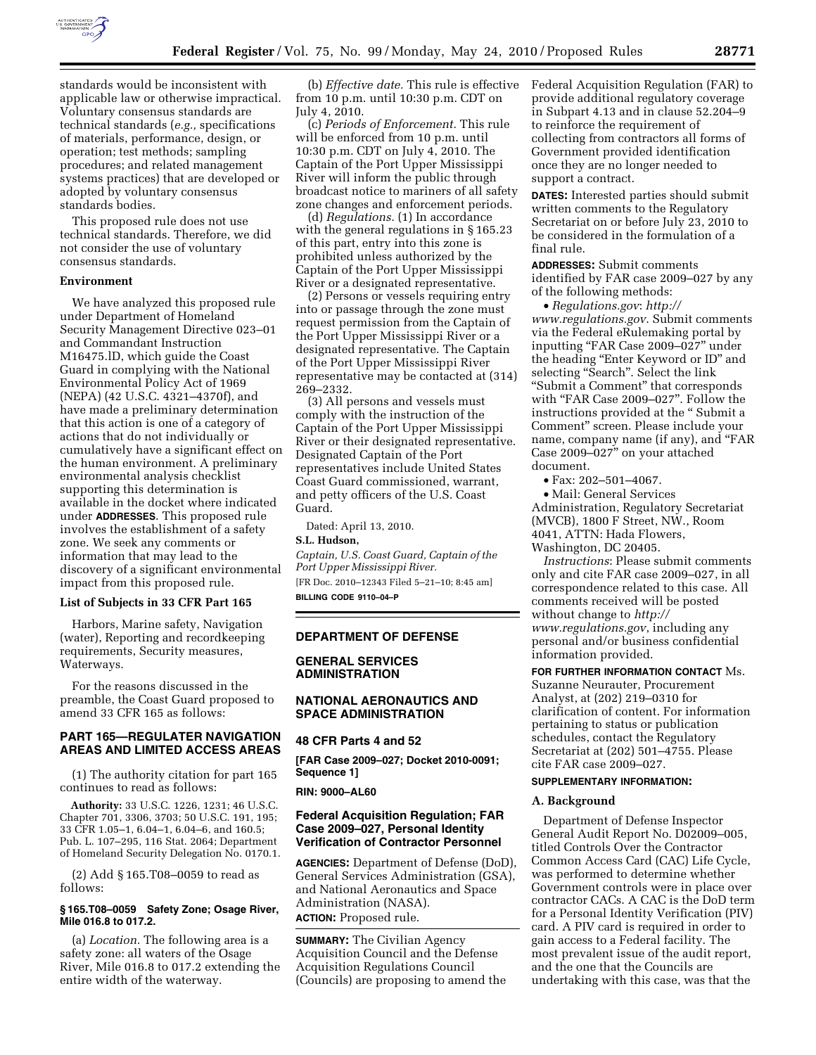standards would be inconsistent with applicable law or otherwise impractical. Voluntary consensus standards are technical standards (*e.g.,* specifications of materials, performance, design, or operation; test methods; sampling procedures; and related management systems practices) that are developed or adopted by voluntary consensus standards bodies.

This proposed rule does not use technical standards. Therefore, we did not consider the use of voluntary consensus standards.

**Environment**

We have analyzed this proposed rule under Department of Homeland Security Management Directive 023–01 and Commandant Instruction M16475.lD, which guide the Coast Guard in complying with the National Environmental Policy Act of 1969 (NEPA) (42 U.S.C. 4321–4370f), and have made a preliminary determination that this action is one of a category of actions that do not individually or cumulatively have a significant effect on the human environment. A preliminary environmental analysis checklist supporting this determination is available in the docket where indicated under **ADDRESSES**. This proposed rule involves the establishment of a safety zone. We seek any comments or information that may lead to the discovery of a significant environmental impact from this proposed rule.

**List of Subjects in 33 CFR Part 165**

Harbors, Marine safety, Navigation (water), Reporting and recordkeeping requirements, Security measures, Waterways.

For the reasons discussed in the preamble, the Coast Guard proposed to amend 33 CFR 165 as follows:

**PART 165—REGULATER NAVIGATION AREAS AND LIMITED ACCESS AREAS**

(1) The authority citation for part 165 continues to read as follows:

**Authority:** 33 U.S.C. 1226, 1231; 46 U.S.C. Chapter 701, 3306, 3703; 50 U.S.C. 191, 195; 33 CFR 1.05–1, 6.04–1, 6.04–6, and 160.5; Pub. L. 107–295, 116 Stat. 2064; Department of Homeland Security Delegation No. 0170.1.

(2) Add § 165.T08–0059 to read as follows:

**§ 165.T08–0059 Safety Zone; Osage River, Mile 016.8 to 017.2.**

(a) *Location.* The following area is a safety zone: all waters of the Osage River, Mile 016.8 to 017.2 extending the entire width of the waterway.

(b) *Effective date.* This rule is effective from 10 p.m. until 10:30 p.m. CDT on July 4, 2010.

(c) *Periods of Enforcement.* This rule will be enforced from 10 p.m. until 10:30 p.m. CDT on July 4, 2010. The Captain of the Port Upper Mississippi River will inform the public through broadcast notice to mariners of all safety zone changes and enforcement periods.

(d) *Regulations.* (1) In accordance with the general regulations in § 165.23 of this part, entry into this zone is prohibited unless authorized by the Captain of the Port Upper Mississippi River or a designated representative.

(2) Persons or vessels requiring entry into or passage through the zone must request permission from the Captain of the Port Upper Mississippi River or a designated representative. The Captain of the Port Upper Mississippi River representative may be contacted at (314) 269–2332.

(3) All persons and vessels must comply with the instruction of the Captain of the Port Upper Mississippi River or their designated representative. Designated Captain of the Port representatives include United States Coast Guard commissioned, warrant, and petty officers of the U.S. Coast Guard.

Dated: April 13, 2010.

**S.L. Hudson,**

*Captain, U.S. Coast Guard, Captain of the Port Upper Mississippi River.*

[FR Doc. 2010–12343 Filed 5–21–10; 8:45 am]

**BILLING CODE 9110–04–P**

## DEPARTMENT OF DEFENSE

## GENERAL SERVICES ADMINISTRATION

## NATIONAL AERONAUTICS AND SPACE ADMINISTRATION

**48 CFR Parts 4 and 52**

**[FAR Case 2009–027; Docket 2010-0091; Sequence 1]**

**RIN: 9000–AL60**

## Federal Acquisition Regulation; FAR Case 2009–027, Personal Identity Verification of Contractor Personnel

**AGENCIES:** Department of Defense (DoD), General Services Administration (GSA), and National Aeronautics and Space Administration (NASA).

**ACTION:** Proposed rule.

**SUMMARY:** The Civilian Agency Acquisition Council and the Defense Acquisition Regulations Council (Councils) are proposing to amend the Federal Acquisition Regulation (FAR) to provide additional regulatory coverage in Subpart 4.13 and in clause 52.204–9 to reinforce the requirement of collecting from contractors all forms of Government provided identification once they are no longer needed to support a contract.

**DATES:** Interested parties should submit written comments to the Regulatory Secretariat on or before July 23, 2010 to be considered in the formulation of a final rule.

**ADDRESSES:** Submit comments identified by FAR case 2009–027 by any of the following methods:

- *Regulations.gov*: *http://www.regulations.gov*. Submit comments via the Federal eRulemaking portal by inputting "FAR Case 2009–027" under the heading "Enter Keyword or ID" and selecting "Search". Select the link "Submit a Comment" that corresponds with "FAR Case 2009–027". Follow the instructions provided at the " Submit a Comment" screen. Please include your name, company name (if any), and "FAR Case 2009–027" on your attached document.
- Fax: 202–501–4067.
- Mail: General Services Administration, Regulatory Secretariat (MVCB), 1800 F Street, NW., Room 4041, ATTN: Hada Flowers, Washington, DC 20405.

*Instructions*: Please submit comments only and cite FAR case 2009–027, in all correspondence related to this case. All comments received will be posted without change to *http://www.regulations.gov*, including any personal and/or business confidential information provided.

**FOR FURTHER INFORMATION CONTACT** Ms. Suzanne Neurauter, Procurement Analyst, at (202) 219–0310 for clarification of content. For information pertaining to status or publication schedules, contact the Regulatory Secretariat at (202) 501–4755. Please cite FAR case 2009–027.

**SUPPLEMENTARY INFORMATION:**

**A. Background**

Department of Defense Inspector General Audit Report No. D02009–005, titled Controls Over the Contractor Common Access Card (CAC) Life Cycle, was performed to determine whether Government controls were in place over contractor CACs. A CAC is the DoD term for a Personal Identity Verification (PIV) card. A PIV card is required in order to gain access to a Federal facility. The most prevalent issue of the audit report, and the one that the Councils are undertaking with this case, was that the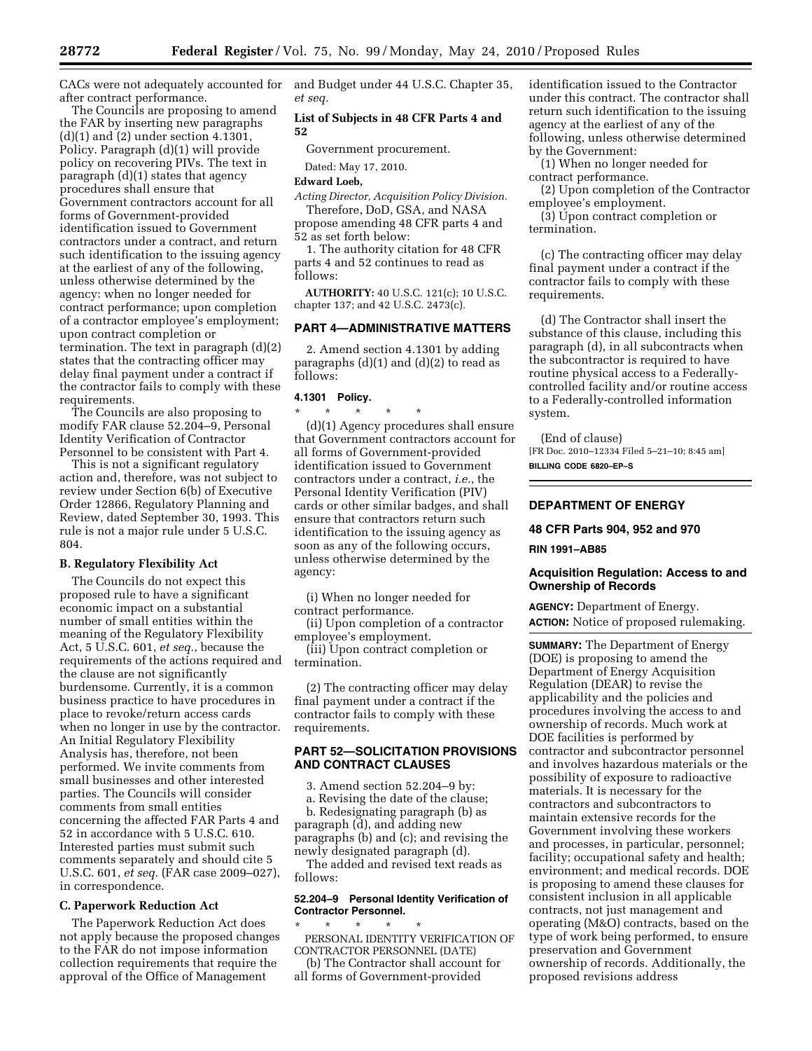CACs were not adequately accounted for after contract performance.

The Councils are proposing to amend the FAR by inserting new paragraphs (d)(1) and (2) under section 4.1301, Policy. Paragraph (d)(1) will provide policy on recovering PIVs. The text in paragraph (d)(1) states that agency procedures shall ensure that Government contractors account for all forms of Government-provided identification issued to Government contractors under a contract, and return such identification to the issuing agency at the earliest of any of the following, unless otherwise determined by the agency: when no longer needed for contract performance; upon completion of a contractor employee's employment; upon contract completion or termination. The text in paragraph (d)(2) states that the contracting officer may delay final payment under a contract if the contractor fails to comply with these requirements.

The Councils are also proposing to modify FAR clause 52.204–9, Personal Identity Verification of Contractor Personnel to be consistent with Part 4.

This is not a significant regulatory action and, therefore, was not subject to review under Section 6(b) of Executive Order 12866, Regulatory Planning and Review, dated September 30, 1993. This rule is not a major rule under 5 U.S.C. 804.

### B. Regulatory Flexibility Act

The Councils do not expect this proposed rule to have a significant economic impact on a substantial number of small entities within the meaning of the Regulatory Flexibility Act, 5 U.S.C. 601, *et seq.*, because the requirements of the actions required and the clause are not significantly burdensome. Currently, it is a common business practice to have procedures in place to revoke/return access cards when no longer in use by the contractor. An Initial Regulatory Flexibility Analysis has, therefore, not been performed. We invite comments from small businesses and other interested parties. The Councils will consider comments from small entities concerning the affected FAR Parts 4 and 52 in accordance with 5 U.S.C. 610. Interested parties must submit such comments separately and should cite 5 U.S.C. 601, *et seq.* (FAR case 2009–027), in correspondence.

### C. Paperwork Reduction Act

The Paperwork Reduction Act does not apply because the proposed changes to the FAR do not impose information collection requirements that require the approval of the Office of Management and Budget under 44 U.S.C. Chapter 35, *et seq.*

### List of Subjects in 48 CFR Parts 4 and 52

Government procurement.

Dated: May 17, 2010.

**Edward Loeb,**

*Acting Director, Acquisition Policy Division.*

Therefore, DoD, GSA, and NASA propose amending 48 CFR parts 4 and 52 as set forth below:

1. The authority citation for 48 CFR parts 4 and 52 continues to read as follows:

**AUTHORITY:** 40 U.S.C. 121(c); 10 U.S.C. chapter 137; and 42 U.S.C. 2473(c).

## PART 4—ADMINISTRATIVE MATTERS

2. Amend section 4.1301 by adding paragraphs (d)(1) and (d)(2) to read as follows:

#### 4.1301 Policy.

\* \* \* \* \*

(d)(1) Agency procedures shall ensure that Government contractors account for all forms of Government-provided identification issued to Government contractors under a contract, *i.e.*, the Personal Identity Verification (PIV) cards or other similar badges, and shall ensure that contractors return such identification to the issuing agency as soon as any of the following occurs, unless otherwise determined by the agency:

(i) When no longer needed for contract performance.

(ii) Upon completion of a contractor employee's employment.

(iii) Upon contract completion or termination.

(2) The contracting officer may delay final payment under a contract if the contractor fails to comply with these requirements.

## PART 52—SOLICITATION PROVISIONS AND CONTRACT CLAUSES

3. Amend section 52.204–9 by:

a. Revising the date of the clause;

b. Redesignating paragraph (b) as paragraph (d), and adding new paragraphs (b) and (c); and revising the newly designated paragraph (d).

The added and revised text reads as follows:

#### 52.204–9 Personal Identity Verification of Contractor Personnel.

\* \* \* \* \*

PERSONAL IDENTITY VERIFICATION OF CONTRACTOR PERSONNEL (DATE)

(b) The Contractor shall account for all forms of Government-provided identification issued to the Contractor under this contract. The contractor shall return such identification to the issuing agency at the earliest of any of the following, unless otherwise determined by the Government:

(1) When no longer needed for contract performance.

(2) Upon completion of the Contractor employee's employment.

(3) Upon contract completion or termination.

(c) The contracting officer may delay final payment under a contract if the contractor fails to comply with these requirements.

(d) The Contractor shall insert the substance of this clause, including this paragraph (d), in all subcontracts when the subcontractor is required to have routine physical access to a Federally-controlled facility and/or routine access to a Federally-controlled information system.

(End of clause)

[FR Doc. 2010–12334 Filed 5–21–10; 8:45 am]

**BILLING CODE 6820–EP–S**

---

## DEPARTMENT OF ENERGY

### 48 CFR Parts 904, 952 and 970

**RIN 1991–AB85**

### Acquisition Regulation: Access to and Ownership of Records

**AGENCY:** Department of Energy.

**ACTION:** Notice of proposed rulemaking.

**SUMMARY:** The Department of Energy (DOE) is proposing to amend the Department of Energy Acquisition Regulation (DEAR) to revise the applicability and the policies and procedures involving the access to and ownership of records. Much work at DOE facilities is performed by contractor and subcontractor personnel and involves hazardous materials or the possibility of exposure to radioactive materials. It is necessary for the contractors and subcontractors to maintain extensive records for the Government involving these workers and processes, in particular, personnel; facility; occupational safety and health; environment; and medical records. DOE is proposing to amend these clauses for consistent inclusion in all applicable contracts, not just management and operating (M&O) contracts, based on the type of work being performed, to ensure preservation and Government ownership of records. Additionally, the proposed revisions address